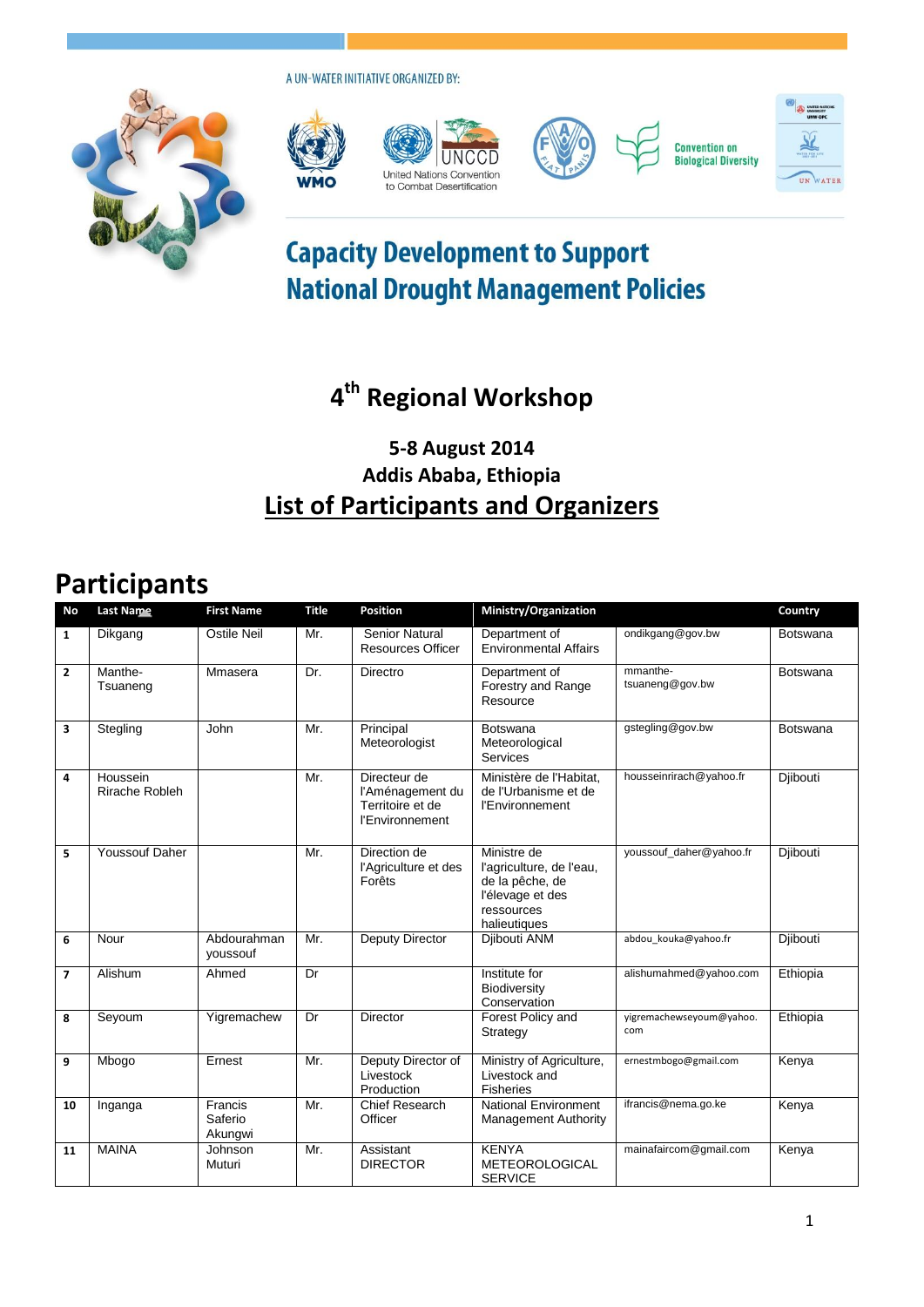A UN-WATER INITIATIVE ORGANIZED BY:

WMO

UNCCD United Nations Convention to Combat Desertification

Convention on Biological Diversity

UN WATER

# Capacity Development to Support National Drought Management Policies

## 4th Regional Workshop

### 5-8 August 2014
### Addis Ababa, Ethiopia

## List of Participants and Organizers

# Participants

| No | Last Name | First Name | Title | Position | Ministry/Organization | | Country |
|---|---|---|---|---|---|---|---|
| 1 | Dikgang | Ostile Neil | Mr. | Senior Natural Resources Officer | Department of Environmental Affairs | ondikgang@gov.bw | Botswana |
| 2 | Manthe-Tsuaneng | Mmasera | Dr. | Directro | Department of Forestry and Range Resource | mmanthe-tsuaneng@gov.bw | Botswana |
| 3 | Stegling | John | Mr. | Principal Meteorologist | Botswana Meteorological Services | gstegling@gov.bw | Botswana |
| 4 | Houssein Rirache Robleh | | Mr. | Directeur de l'Aménagement du Territoire et de l'Environnement | Ministère de l'Habitat, de l'Urbanisme et de l'Environnement | housseinrirach@yahoo.fr | Djibouti |
| 5 | Youssouf Daher | | Mr. | Direction de l'Agriculture et des Forêts | Ministre de l'agriculture, de l'eau, de la pêche, de l'élevage et des ressources halieutiques | youssouf_daher@yahoo.fr | Djibouti |
| 6 | Nour | Abdourahman youssouf | Mr. | Deputy Director | Djibouti ANM | abdou_kouka@yahoo.fr | Djibouti |
| 7 | Alishum | Ahmed | Dr | | Institute for Biodiversity Conservation | alishumahmed@yahoo.com | Ethiopia |
| 8 | Seyoum | Yigremachew | Dr | Director | Forest Policy and Strategy | yigremachewseyoum@yahoo.com | Ethiopia |
| 9 | Mbogo | Ernest | Mr. | Deputy Director of Livestock Production | Ministry of Agriculture, Livestock and Fisheries | ernestmbogo@gmail.com | Kenya |
| 10 | Inganga | Francis Saferio Akungwi | Mr. | Chief Research Officer | National Environment Management Authority | ifrancis@nema.go.ke | Kenya |
| 11 | MAINA | Johnson Muturi | Mr. | Assistant DIRECTOR | KENYA METEOROLOGICAL SERVICE | mainafaircom@gmail.com | Kenya |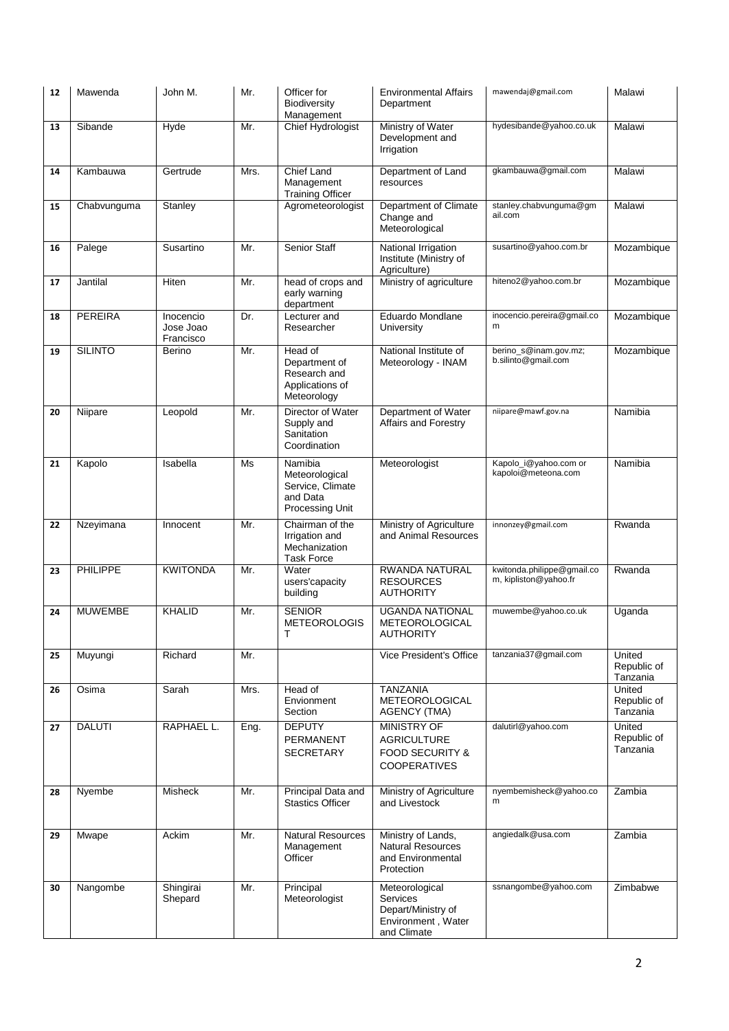| | | | | | | | |
|---|---|---|---|---|---|---|---|
| 12 | Mawenda | John M. | Mr. | Officer for Biodiversity Management | Environmental Affairs Department | mawendaj@gmail.com | Malawi |
| 13 | Sibande | Hyde | Mr. | Chief Hydrologist | Ministry of Water Development and Irrigation | hydesibande@yahoo.co.uk | Malawi |
| 14 | Kambauwa | Gertrude | Mrs. | Chief Land Management Training Officer | Department of Land resources | gkambauwa@gmail.com | Malawi |
| 15 | Chabvunguma | Stanley | | Agrometeorologist | Department of Climate Change and Meteorological | stanley.chabvunguma@gmail.com | Malawi |
| 16 | Palege | Susartino | Mr. | Senior Staff | National Irrigation Institute (Ministry of Agriculture) | susartino@yahoo.com.br | Mozambique |
| 17 | Jantilal | Hiten | Mr. | head of crops and early warning department | Ministry of agriculture | hiteno2@yahoo.com.br | Mozambique |
| 18 | PEREIRA | Inocencio Jose Joao Francisco | Dr. | Lecturer and Researcher | Eduardo Mondlane University | inocencio.pereira@gmail.com | Mozambique |
| 19 | SILINTO | Berino | Mr. | Head of Department of Research and Applications of Meteorology | National Institute of Meteorology - INAM | berino_s@inam.gov.mz; b.silinto@gmail.com | Mozambique |
| 20 | Niipare | Leopold | Mr. | Director of Water Supply and Sanitation Coordination | Department of Water Affairs and Forestry | niipare@mawf.gov.na | Namibia |
| 21 | Kapolo | Isabella | Ms | Namibia Meteorological Service, Climate and Data Processing Unit | Meteorologist | Kapolo_i@yahoo.com or kapoloi@meteona.com | Namibia |
| 22 | Nzeyimana | Innocent | Mr. | Chairman of the Irrigation and Mechanization Task Force | Ministry of Agriculture and Animal Resources | innonzey@gmail.com | Rwanda |
| 23 | PHILIPPE | KWITONDA | Mr. | Water users'capacity building | RWANDA NATURAL RESOURCES AUTHORITY | kwitonda.philippe@gmail.com, kipliston@yahoo.fr | Rwanda |
| 24 | MUWEMBE | KHALID | Mr. | SENIOR METEOROLOGIST | UGANDA NATIONAL METEOROLOGICAL AUTHORITY | muwembe@yahoo.co.uk | Uganda |
| 25 | Muyungi | Richard | Mr. | | Vice President's Office | tanzania37@gmail.com | United Republic of Tanzania |
| 26 | Osima | Sarah | Mrs. | Head of Envionment Section | TANZANIA METEOROLOGICAL AGENCY (TMA) | | United Republic of Tanzania |
| 27 | DALUTI | RAPHAEL L. | Eng. | DEPUTY PERMANENT SECRETARY | MINISTRY OF AGRICULTURE FOOD SECURITY & COOPERATIVES | dalutirl@yahoo.com | United Republic of Tanzania |
| 28 | Nyembe | Misheck | Mr. | Principal Data and Stastics Officer | Ministry of Agriculture and Livestock | nyembemisheck@yahoo.com | Zambia |
| 29 | Mwape | Ackim | Mr. | Natural Resources Management Officer | Ministry of Lands, Natural Resources and Environmental Protection | angiedalk@usa.com | Zambia |
| 30 | Nangombe | Shingirai Shepard | Mr. | Principal Meteorologist | Meteorological Services Depart/Ministry of Environment , Water and Climate | ssnangombe@yahoo.com | Zimbabwe |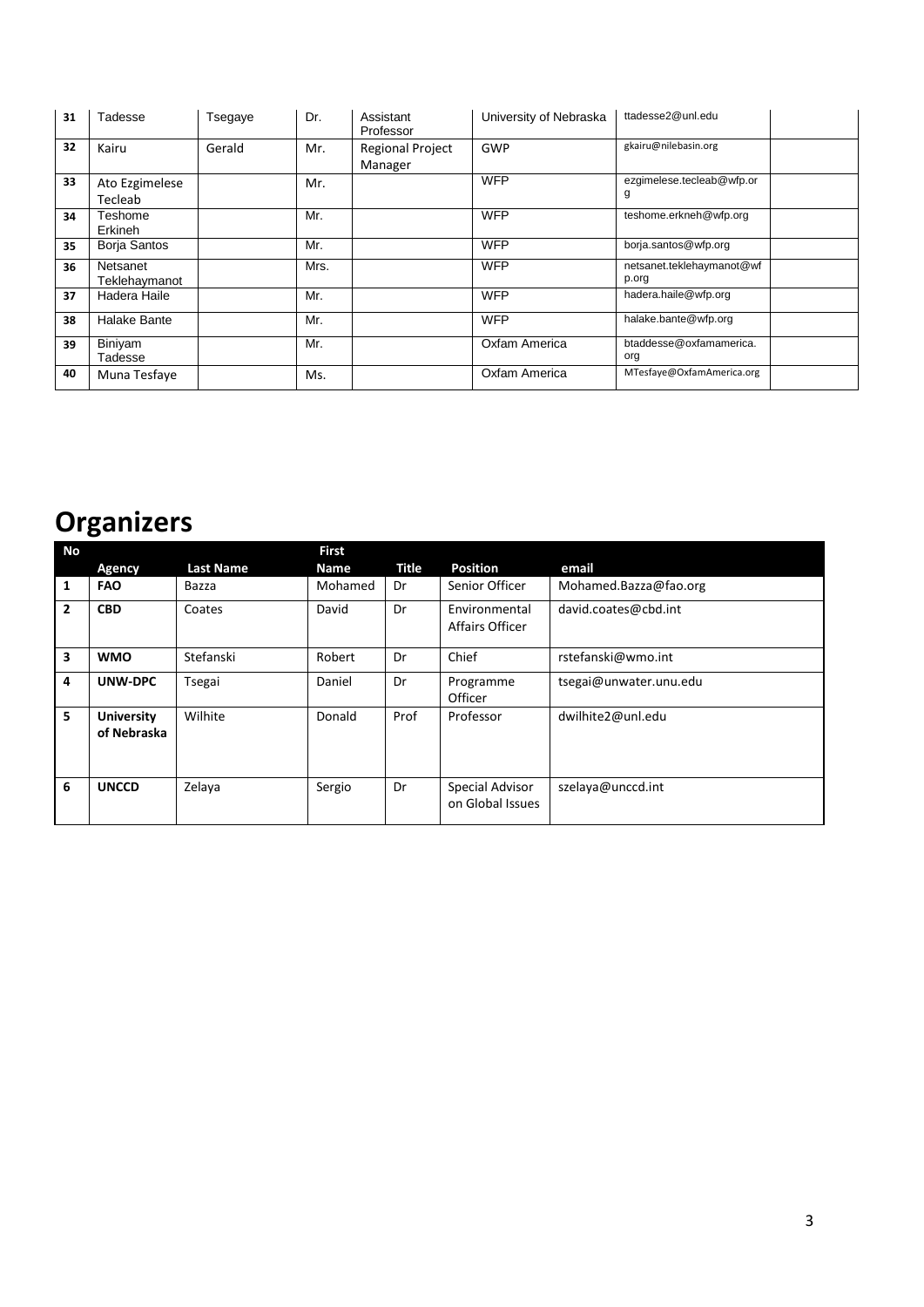| | | | | | | | |
|---|---|---|---|---|---|---|---|
| 31 | Tadesse | Tsegaye | Dr. | Assistant Professor | University of Nebraska | ttadesse2@unl.edu | |
| 32 | Kairu | Gerald | Mr. | Regional Project Manager | GWP | gkairu@nilebasin.org | |
| 33 | Ato Ezgimelese Tecleab | | Mr. | | WFP | ezgimelese.tecleab@wfp.org | |
| 34 | Teshome Erkineh | | Mr. | | WFP | teshome.erkneh@wfp.org | |
| 35 | Borja Santos | | Mr. | | WFP | borja.santos@wfp.org | |
| 36 | Netsanet Teklehaymanot | | Mrs. | | WFP | netsanet.teklehaymanot@wfp.org | |
| 37 | Hadera Haile | | Mr. | | WFP | hadera.haile@wfp.org | |
| 38 | Halake Bante | | Mr. | | WFP | halake.bante@wfp.org | |
| 39 | Biniyam Tadesse | | Mr. | | Oxfam America | btaddesse@oxfamamerica.org | |
| 40 | Muna Tesfaye | | Ms. | | Oxfam America | MTesfaye@OxfamAmerica.org | |

# Organizers

| No | Agency | Last Name | First Name | Title | Position | email |
|---|---|---|---|---|---|---|
| 1 | **FAO** | Bazza | Mohamed | Dr | Senior Officer | Mohamed.Bazza@fao.org |
| 2 | **CBD** | Coates | David | Dr | Environmental Affairs Officer | david.coates@cbd.int |
| 3 | **WMO** | Stefanski | Robert | Dr | Chief | rstefanski@wmo.int |
| 4 | **UNW-DPC** | Tsegai | Daniel | Dr | Programme Officer | tsegai@unwater.unu.edu |
| 5 | **University of Nebraska** | Wilhite | Donald | Prof | Professor | dwilhite2@unl.edu |
| 6 | **UNCCD** | Zelaya | Sergio | Dr | Special Advisor on Global Issues | szelaya@unccd.int |